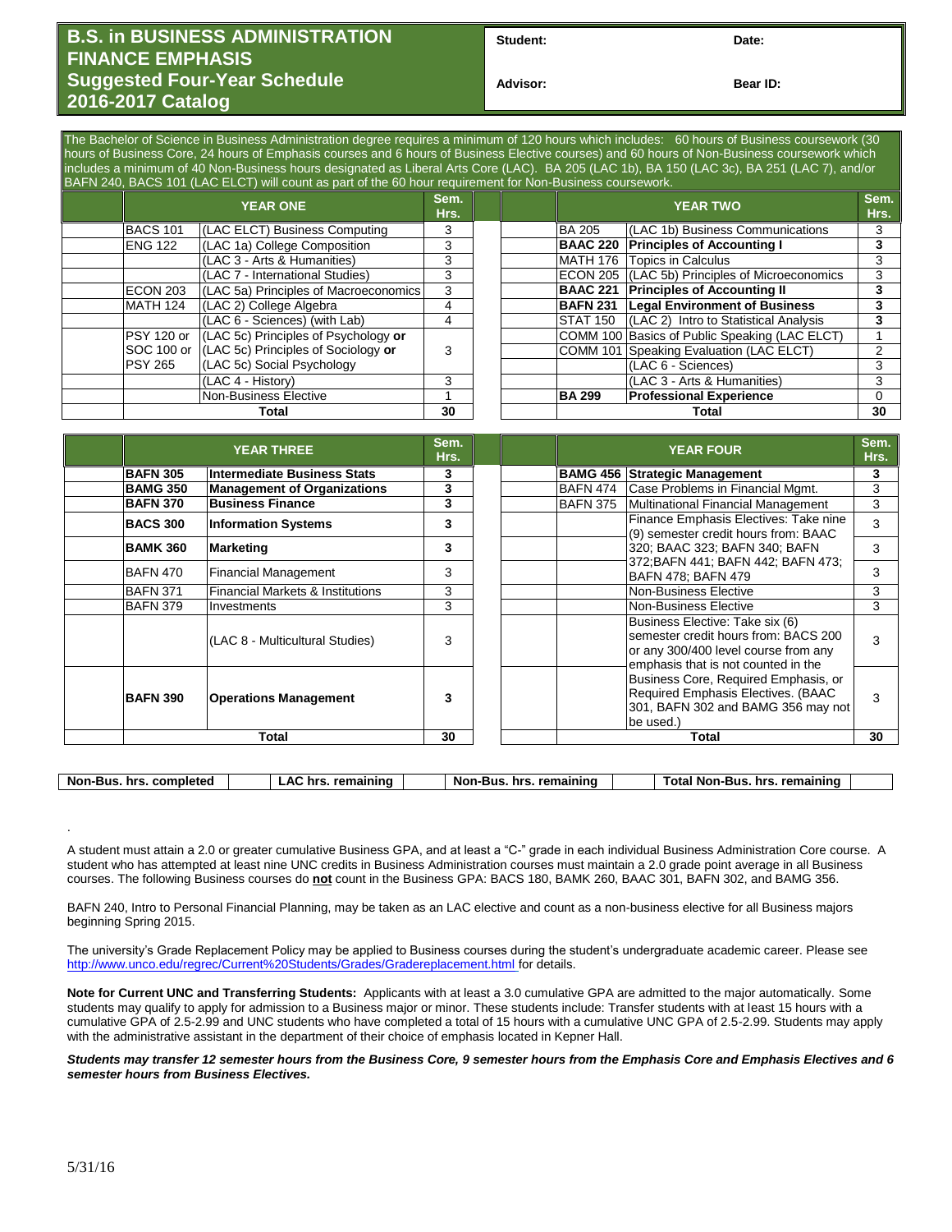# B.S. in BUSINESS ADMINISTRATION FINANCE EMPHASIS Suggested Four-Year Schedule 2016-2017 Catalog

| | |
|---|---|
| Student: | Date: |
| Advisor: | Bear ID: |

The Bachelor of Science in Business Administration degree requires a minimum of 120 hours which includes: 60 hours of Business coursework (30 hours of Business Core, 24 hours of Emphasis courses and 6 hours of Business Elective courses) and 60 hours of Non-Business coursework which includes a minimum of 40 Non-Business hours designated as Liberal Arts Core (LAC). BA 205 (LAC 1b), BA 150 (LAC 3c), BA 251 (LAC 7), and/or BAFN 240, BACS 101 (LAC ELCT) will count as part of the 60 hour requirement for Non-Business coursework.

| | YEAR ONE | | Sem. Hrs. |
|---|---|---|---|
| | BACS 101 | (LAC ELCT) Business Computing | 3 |
| | ENG 122 | (LAC 1a) College Composition | 3 |
| | | (LAC 3 - Arts & Humanities) | 3 |
| | | (LAC 7 - International Studies) | 3 |
| | ECON 203 | (LAC 5a) Principles of Macroeconomics | 3 |
| | MATH 124 | (LAC 2) College Algebra | 4 |
| | | (LAC 6 - Sciences) (with Lab) | 4 |
| | PSY 120 or SOC 100 or PSY 265 | (LAC 5c) Principles of Psychology **or** (LAC 5c) Principles of Sociology **or** (LAC 5c) Social Psychology | 3 |
| | | (LAC 4 - History) | 3 |
| | | Non-Business Elective | 1 |
| | | **Total** | **30** |

| | YEAR TWO | | Sem. Hrs. |
|---|---|---|---|
| | BA 205 | (LAC 1b) Business Communications | 3 |
| | **BAAC 220** | **Principles of Accounting I** | **3** |
| | MATH 176 | Topics in Calculus | 3 |
| | ECON 205 | (LAC 5b) Principles of Microeconomics | 3 |
| | **BAAC 221** | **Principles of Accounting II** | **3** |
| | **BAFN 231** | **Legal Environment of Business** | **3** |
| | STAT 150 | (LAC 2) Intro to Statistical Analysis | **3** |
| | COMM 100 | Basics of Public Speaking (LAC ELCT) | 1 |
| | COMM 101 | Speaking Evaluation (LAC ELCT) | 2 |
| | | (LAC 6 - Sciences) | 3 |
| | | (LAC 3 - Arts & Humanities) | 3 |
| | **BA 299** | **Professional Experience** | 0 |
| | | **Total** | **30** |

| | YEAR THREE | | Sem. Hrs. |
|---|---|---|---|
| | **BAFN 305** | **Intermediate Business Stats** | **3** |
| | **BAMG 350** | **Management of Organizations** | **3** |
| | **BAFN 370** | **Business Finance** | **3** |
| | **BACS 300** | **Information Systems** | **3** |
| | **BAMK 360** | **Marketing** | **3** |
| | BAFN 470 | Financial Management | 3 |
| | BAFN 371 | Financial Markets & Institutions | 3 |
| | BAFN 379 | Investments | 3 |
| | | (LAC 8 - Multicultural Studies) | 3 |
| | **BAFN 390** | **Operations Management** | **3** |
| | | **Total** | **30** |

| | YEAR FOUR | | Sem. Hrs. |
|---|---|---|---|
| | **BAMG 456** | **Strategic Management** | **3** |
| | BAFN 474 | Case Problems in Financial Mgmt. | 3 |
| | BAFN 375 | Multinational Financial Management | 3 |
| | | Finance Emphasis Electives: Take nine (9) semester credit hours from: BAAC 320; BAAC 323; BAFN 340; BAFN 372; BAFN 441; BAFN 442; BAFN 473; BAFN 478; BAFN 479 | 3 |
| | | | 3 |
| | | | 3 |
| | | Non-Business Elective | 3 |
| | | Non-Business Elective | 3 |
| | | Business Elective: Take six (6) semester credit hours from: BACS 200 or any 300/400 level course from any emphasis that is not counted in the Business Core, Required Emphasis, or Required Emphasis Electives. (BAAC 301, BAFN 302 and BAMG 356 may not be used.) | 3 |
| | | | 3 |
| | | **Total** | **30** |

| Non-Bus. hrs. completed | | LAC hrs. remaining | | Non-Bus. hrs. remaining | | Total Non-Bus. hrs. remaining | |
|---|---|---|---|---|---|---|---|

A student must attain a 2.0 or greater cumulative Business GPA, and at least a "C-" grade in each individual Business Administration Core course. A student who has attempted at least nine UNC credits in Business Administration courses must maintain a 2.0 grade point average in all Business courses. The following Business courses do **not** count in the Business GPA: BACS 180, BAMK 260, BAAC 301, BAFN 302, and BAMG 356.

BAFN 240, Intro to Personal Financial Planning, may be taken as an LAC elective and count as a non-business elective for all Business majors beginning Spring 2015.

The university's Grade Replacement Policy may be applied to Business courses during the student's undergraduate academic career. Please see http://www.unco.edu/regrec/Current%20Students/Grades/Gradereplacement.html for details.

**Note for Current UNC and Transferring Students:** Applicants with at least a 3.0 cumulative GPA are admitted to the major automatically. Some students may qualify to apply for admission to a Business major or minor. These students include: Transfer students with at least 15 hours with a cumulative GPA of 2.5-2.99 and UNC students who have completed a total of 15 hours with a cumulative UNC GPA of 2.5-2.99. Students may apply with the administrative assistant in the department of their choice of emphasis located in Kepner Hall.

***Students may transfer 12 semester hours from the Business Core, 9 semester hours from the Emphasis Core and Emphasis Electives and 6 semester hours from Business Electives.***

5/31/16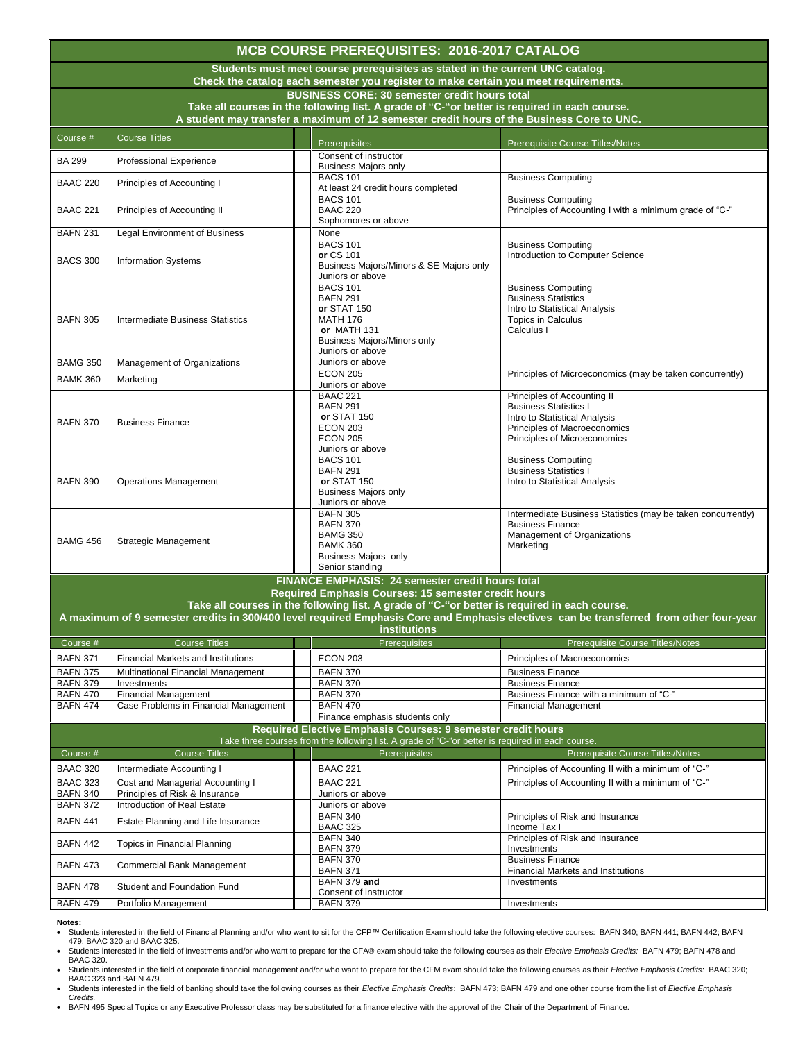# MCB COURSE PREREQUISITES: 2016-2017 CATALOG

**Students must meet course prerequisites as stated in the current UNC catalog.**
**Check the catalog each semester you register to make certain you meet requirements.**

## BUSINESS CORE: 30 semester credit hours total

**Take all courses in the following list. A grade of "C-"or better is required in each course.**
**A student may transfer a maximum of 12 semester credit hours of the Business Core to UNC.**

| Course # | Course Titles | Prerequisites | Prerequisite Course Titles/Notes |
|---|---|---|---|
| BA 299 | Professional Experience | Consent of instructor<br>Business Majors only | |
| BAAC 220 | Principles of Accounting I | BACS 101<br>At least 24 credit hours completed | Business Computing |
| BAAC 221 | Principles of Accounting II | BACS 101<br>BAAC 220<br>Sophomores or above | Business Computing<br>Principles of Accounting I with a minimum grade of "C-" |
| BAFN 231 | Legal Environment of Business | None | |
| BACS 300 | Information Systems | BACS 101<br>**or** CS 101<br>Business Majors/Minors & SE Majors only<br>Juniors or above | Business Computing<br>Introduction to Computer Science |
| BAFN 305 | Intermediate Business Statistics | BACS 101<br>BAFN 291<br>**or** STAT 150<br>MATH 176<br>**or** MATH 131<br>Business Majors/Minors only<br>Juniors or above | Business Computing<br>Business Statistics<br>Intro to Statistical Analysis<br>Topics in Calculus<br>Calculus I |
| BAMG 350 | Management of Organizations | Juniors or above | |
| BAMK 360 | Marketing | ECON 205<br>Juniors or above | Principles of Microeconomics (may be taken concurrently) |
| BAFN 370 | Business Finance | BAAC 221<br>BAFN 291<br>**or** STAT 150<br>ECON 203<br>ECON 205<br>Juniors or above | Principles of Accounting II<br>Business Statistics I<br>Intro to Statistical Analysis<br>Principles of Macroeconomics<br>Principles of Microeconomics |
| BAFN 390 | Operations Management | BACS 101<br>BAFN 291<br>**or** STAT 150<br>Business Majors only<br>Juniors or above | Business Computing<br>Business Statistics I<br>Intro to Statistical Analysis |
| BAMG 456 | Strategic Management | BAFN 305<br>BAFN 370<br>BAMG 350<br>BAMK 360<br>Business Majors only<br>Senior standing | Intermediate Business Statistics (may be taken concurrently)<br>Business Finance<br>Management of Organizations<br>Marketing |

## FINANCE EMPHASIS: 24 semester credit hours total

### Required Emphasis Courses: 15 semester credit hours

**Take all courses in the following list. A grade of "C-"or better is required in each course.**
**A maximum of 9 semester credits in 300/400 level required Emphasis Core and Emphasis electives can be transferred from other four-year institutions**

| Course # | Course Titles | Prerequisites | Prerequisite Course Titles/Notes |
|---|---|---|---|
| BAFN 371 | Financial Markets and Institutions | ECON 203 | Principles of Macroeconomics |
| BAFN 375 | Multinational Financial Management | BAFN 370 | Business Finance |
| BAFN 379 | Investments | BAFN 370 | Business Finance |
| BAFN 470 | Financial Management | BAFN 370 | Business Finance with a minimum of "C-" |
| BAFN 474 | Case Problems in Financial Management | BAFN 470<br>Finance emphasis students only | Financial Management |

### Required Elective Emphasis Courses: 9 semester credit hours

Take three courses from the following list. A grade of "C-"or better is required in each course.

| Course # | Course Titles | Prerequisites | Prerequisite Course Titles/Notes |
|---|---|---|---|
| BAAC 320 | Intermediate Accounting I | BAAC 221 | Principles of Accounting II with a minimum of "C-" |
| BAAC 323 | Cost and Managerial Accounting I | BAAC 221 | Principles of Accounting II with a minimum of "C-" |
| BAFN 340 | Principles of Risk & Insurance | Juniors or above | |
| BAFN 372 | Introduction of Real Estate | Juniors or above | |
| BAFN 441 | Estate Planning and Life Insurance | BAFN 340<br>BAAC 325 | Principles of Risk and Insurance<br>Income Tax I |
| BAFN 442 | Topics in Financial Planning | BAFN 340<br>BAFN 379 | Principles of Risk and Insurance<br>Investments |
| BAFN 473 | Commercial Bank Management | BAFN 370<br>BAFN 371 | Business Finance<br>Financial Markets and Institutions |
| BAFN 478 | Student and Foundation Fund | BAFN 379 **and**<br>Consent of instructor | Investments |
| BAFN 479 | Portfolio Management | BAFN 379 | Investments |

**Notes:**

- Students interested in the field of Financial Planning and/or who want to sit for the CFP™ Certification Exam should take the following elective courses: BAFN 340; BAFN 441; BAFN 442; BAFN 479; BAAC 320 and BAAC 325.
- Students interested in the field of investments and/or who want to prepare for the CFA® exam should take the following courses as their *Elective Emphasis Credits:* BAFN 479; BAFN 478 and BAAC 320.
- Students interested in the field of corporate financial management and/or who want to prepare for the CFM exam should take the following courses as their *Elective Emphasis Credits:* BAAC 320; BAAC 323 and BAFN 479.
- Students interested in the field of banking should take the following courses as their *Elective Emphasis Credits*: BAFN 473; BAFN 479 and one other course from the list of *Elective Emphasis Credits.*
- BAFN 495 Special Topics or any Executive Professor class may be substituted for a finance elective with the approval of the Chair of the Department of Finance.